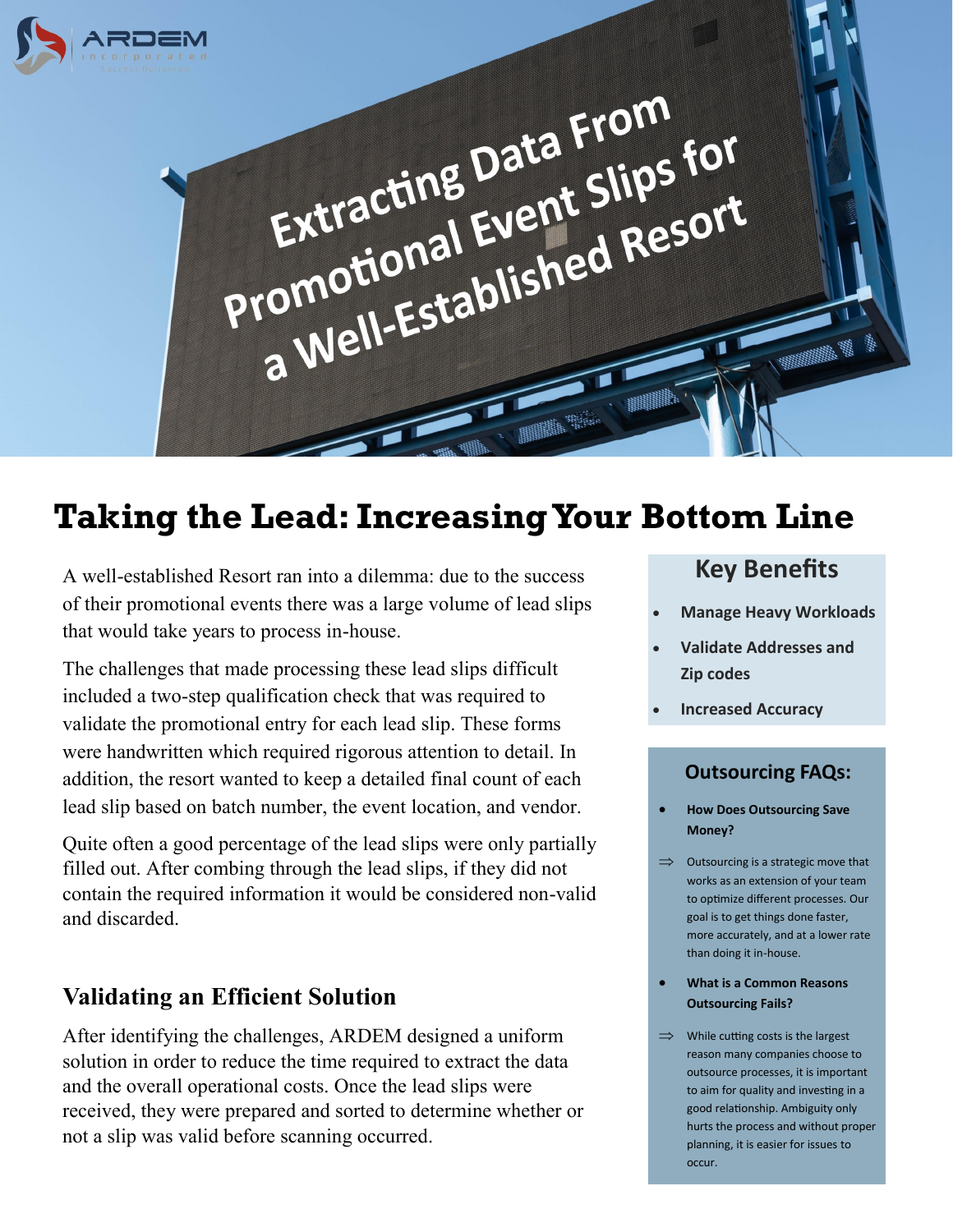ARDEM incorporated

# Extracting Data From Promotional Event Slips for a Well-Established Resort

## Taking the Lead: Increasing Your Bottom Line

A well-established Resort ran into a dilemma: due to the success of their promotional events there was a large volume of lead slips that would take years to process in-house.

The challenges that made processing these lead slips difficult included a two-step qualification check that was required to validate the promotional entry for each lead slip. These forms were handwritten which required rigorous attention to detail. In addition, the resort wanted to keep a detailed final count of each lead slip based on batch number, the event location, and vendor.

Quite often a good percentage of the lead slips were only partially filled out. After combing through the lead slips, if they did not contain the required information it would be considered non-valid and discarded.

### Validating an Efficient Solution

After identifying the challenges, ARDEM designed a uniform solution in order to reduce the time required to extract the data and the overall operational costs. Once the lead slips were received, they were prepared and sorted to determine whether or not a slip was valid before scanning occurred.

### Key Benefits

- **Manage Heavy Workloads**
- **Validate Addresses and Zip codes**
- **Increased Accuracy**

### Outsourcing FAQs:

- **How Does Outsourcing Save Money?**

⇒ Outsourcing is a strategic move that works as an extension of your team to optimize different processes. Our goal is to get things done faster, more accurately, and at a lower rate than doing it in-house.

- **What is a Common Reasons Outsourcing Fails?**

⇒ While cutting costs is the largest reason many companies choose to outsource processes, it is important to aim for quality and investing in a good relationship. Ambiguity only hurts the process and without proper planning, it is easier for issues to occur.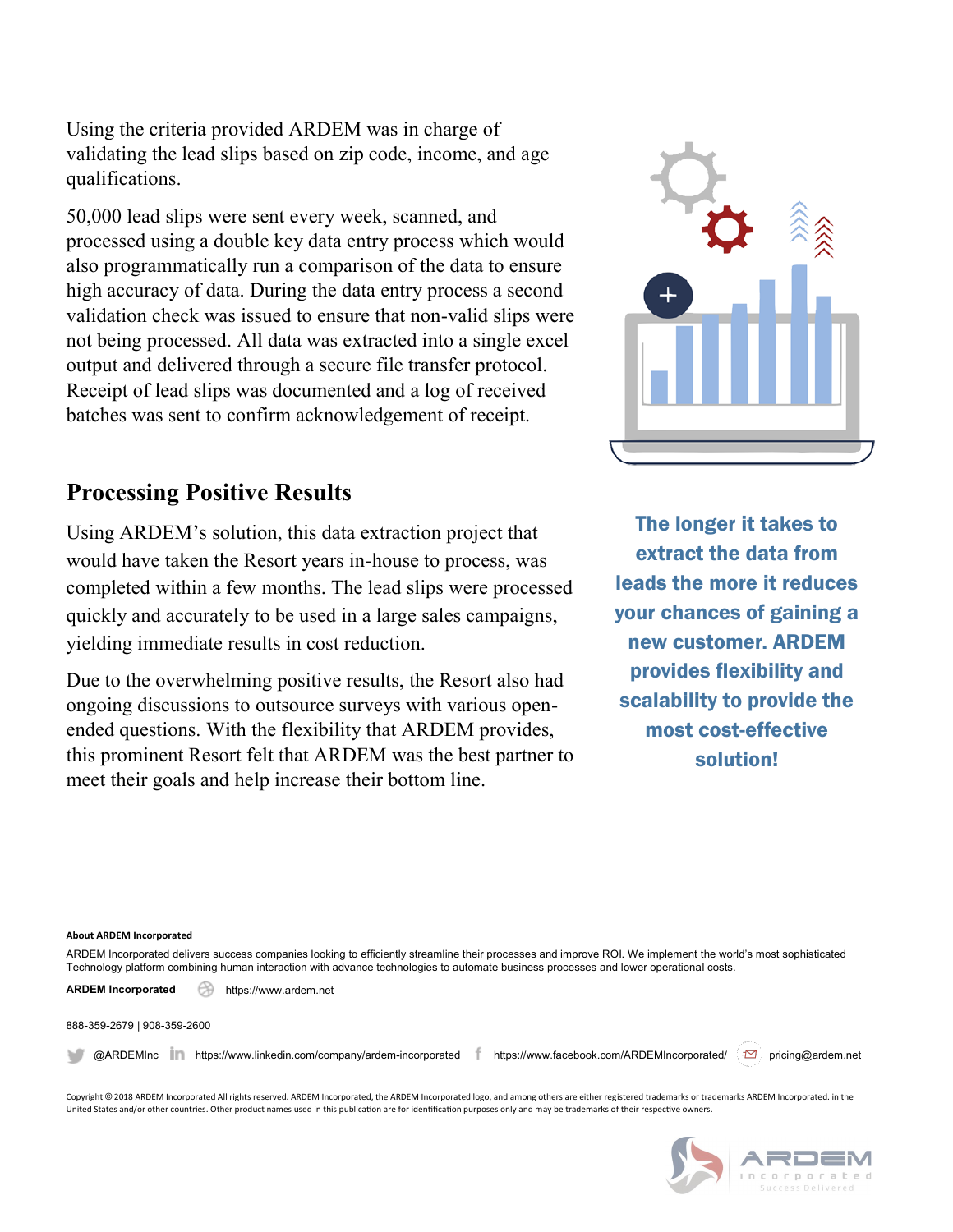Using the criteria provided ARDEM was in charge of validating the lead slips based on zip code, income, and age qualifications.

50,000 lead slips were sent every week, scanned, and processed using a double key data entry process which would also programmatically run a comparison of the data to ensure high accuracy of data. During the data entry process a second validation check was issued to ensure that non-valid slips were not being processed. All data was extracted into a single excel output and delivered through a secure file transfer protocol. Receipt of lead slips was documented and a log of received batches was sent to confirm acknowledgement of receipt.

## Processing Positive Results

Using ARDEM's solution, this data extraction project that would have taken the Resort years in-house to process, was completed within a few months. The lead slips were processed quickly and accurately to be used in a large sales campaigns, yielding immediate results in cost reduction.

Due to the overwhelming positive results, the Resort also had ongoing discussions to outsource surveys with various open-ended questions. With the flexibility that ARDEM provides, this prominent Resort felt that ARDEM was the best partner to meet their goals and help increase their bottom line.

**The longer it takes to extract the data from leads the more it reduces your chances of gaining a new customer. ARDEM provides flexibility and scalability to provide the most cost-effective solution!**

**About ARDEM Incorporated**

ARDEM Incorporated delivers success companies looking to efficiently streamline their processes and improve ROI. We implement the world's most sophisticated Technology platform combining human interaction with advance technologies to automate business processes and lower operational costs.

**ARDEM Incorporated** https://www.ardem.net

888-359-2679 | 908-359-2600

@ARDEMInc https://www.linkedin.com/company/ardem-incorporated https://www.facebook.com/ARDEMIncorporated/ pricing@ardem.net

Copyright © 2018 ARDEM Incorporated All rights reserved. ARDEM Incorporated, the ARDEM Incorporated logo, and among others are either registered trademarks or trademarks ARDEM Incorporated. in the United States and/or other countries. Other product names used in this publication are for identification purposes only and may be trademarks of their respective owners.

ARDEM Incorporated Success Delivered